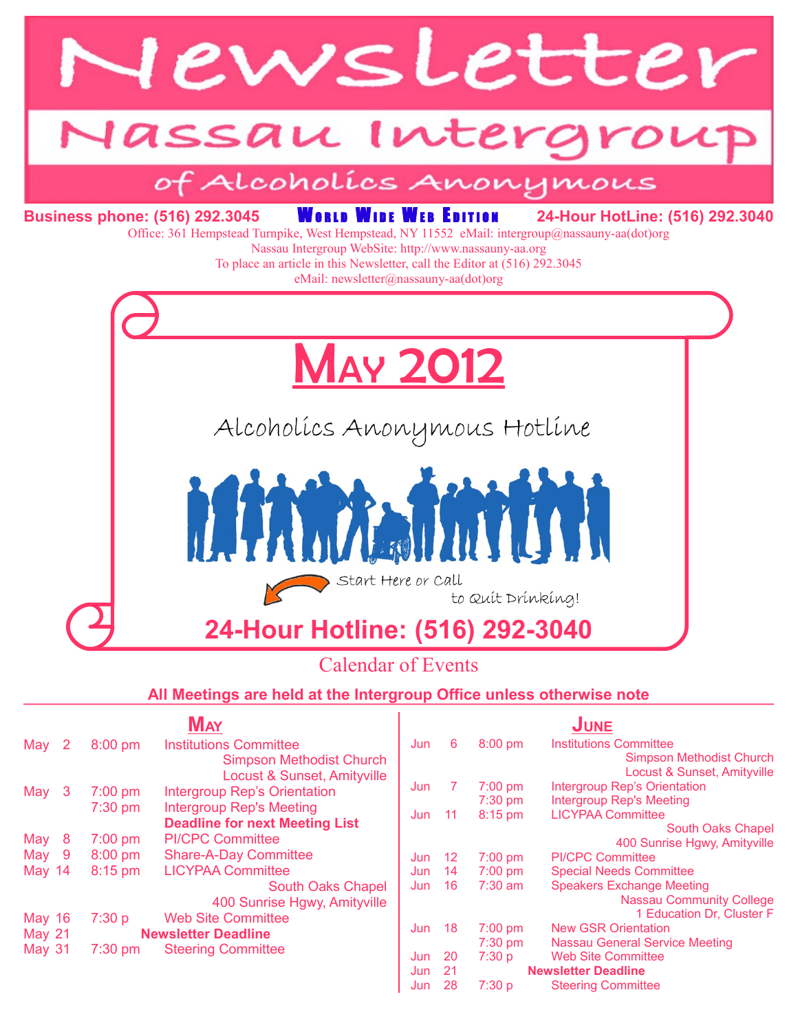# Newsletter

## Nassau Intergroup

### of Alcoholics Anonymous

**Business phone: (516) 292.3045** **WORLD WIDE WEB EDITION** **24-Hour HotLine: (516) 292.3040**

Office: 361 Hempstead Turnpike, West Hempstead, NY 11552 eMail: intergroup@nassauny-aa(dot)org
Nassau Intergroup WebSite: http://www.nassauny-aa.org
To place an article in this Newsletter, call the Editor at (516) 292.3045
eMail: newsletter@nassauny-aa(dot)org

# MAY 2012

Alcoholics Anonymous Hotline

Start Here or Call to Quit Drinking!

## 24-Hour Hotline: (516) 292-3040

## Calendar of Events

**All Meetings are held at the Intergroup Office unless otherwise note**

### MAY

| Date | Time | Event |
|---|---|---|
| May 2 | 8:00 pm | Institutions Committee<br>Simpson Methodist Church<br>Locust & Sunset, Amityville |
| May 3 | 7:00 pm | Intergroup Rep's Orientation |
| | 7:30 pm | Intergroup Rep's Meeting<br>**Deadline for next Meeting List** |
| May 8 | 7:00 pm | PI/CPC Committee |
| May 9 | 8:00 pm | Share-A-Day Committee |
| May 14 | 8:15 pm | LICYPAA Committee<br>South Oaks Chapel<br>400 Sunrise Hgwy, Amityville |
| May 16 | 7:30 p | Web Site Committee |
| May 21 | | **Newsletter Deadline** |
| May 31 | 7:30 pm | Steering Committee |

### JUNE

| Date | Time | Event |
|---|---|---|
| Jun 6 | 8:00 pm | Institutions Committee<br>Simpson Methodist Church<br>Locust & Sunset, Amityville |
| Jun 7 | 7:00 pm | Intergroup Rep's Orientation |
| | 7:30 pm | Intergroup Rep's Meeting |
| Jun 11 | 8:15 pm | LICYPAA Committee<br>South Oaks Chapel<br>400 Sunrise Hgwy, Amityville |
| Jun 12 | 7:00 pm | PI/CPC Committee |
| Jun 14 | 7:00 pm | Special Needs Committee |
| Jun 16 | 7:30 am | Speakers Exchange Meeting<br>Nassau Community College<br>1 Education Dr, Cluster F |
| Jun 18 | 7:00 pm | New GSR Orientation |
| | 7:30 pm | Nassau General Service Meeting |
| Jun 20 | 7:30 p | Web Site Committee |
| Jun 21 | | **Newsletter Deadline** |
| Jun 28 | 7:30 p | Steering Committee |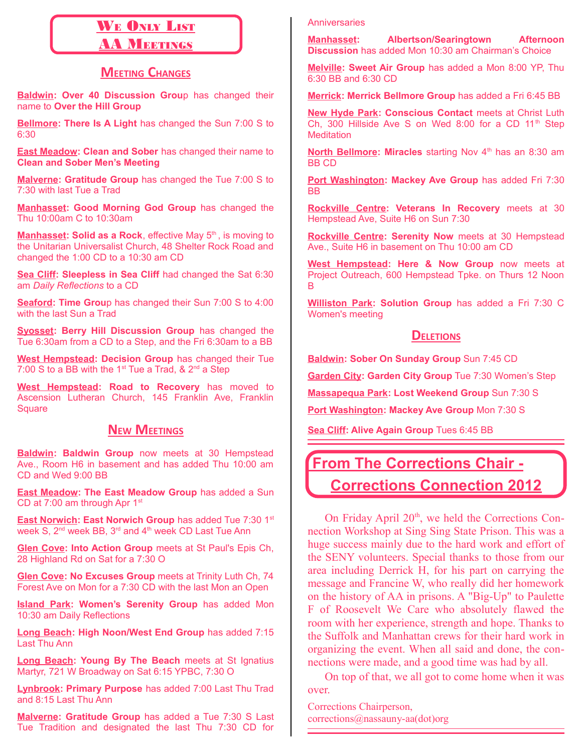## We Only List AA Meetings

### Meeting Changes

**Baldwin: Over 40 Discussion Grou**p has changed their name to **Over the Hill Group**

**Bellmore: There Is A Light** has changed the Sun 7:00 S to 6:30

**East Meadow: Clean and Sober** has changed their name to **Clean and Sober Men's Meeting**

**Malverne: Gratitude Group** has changed the Tue 7:00 S to 7:30 with last Tue a Trad

**Manhasset: Good Morning God Group** has changed the Thu 10:00am C to 10:30am

**Manhasset: Solid as a Rock**, effective May 5th, is moving to the Unitarian Universalist Church, 48 Shelter Rock Road and changed the 1:00 CD to a 10:30 am CD

**Sea Cliff: Sleepless in Sea Cliff** had changed the Sat 6:30 am *Daily Reflections* to a CD

**Seaford: Time Grou**p has changed their Sun 7:00 S to 4:00 with the last Sun a Trad

**Syosset: Berry Hill Discussion Group** has changed the Tue 6:30am from a CD to a Step, and the Fri 6:30am to a BB

**West Hempstead: Decision Group** has changed their Tue 7:00 S to a BB with the 1st Tue a Trad, & 2nd a Step

**West Hempstead: Road to Recovery** has moved to Ascension Lutheran Church, 145 Franklin Ave, Franklin Square

### New Meetings

**Baldwin: Baldwin Group** now meets at 30 Hempstead Ave., Room H6 in basement and has added Thu 10:00 am CD and Wed 9:00 BB

**East Meadow: The East Meadow Group** has added a Sun CD at 7:00 am through Apr 1st

**East Norwich: East Norwich Group** has added Tue 7:30 1st week S, 2nd week BB, 3rd and 4th week CD Last Tue Ann

**Glen Cove: Into Action Group** meets at St Paul's Epis Ch, 28 Highland Rd on Sat for a 7:30 O

**Glen Cove: No Excuses Group** meets at Trinity Luth Ch, 74 Forest Ave on Mon for a 7:30 CD with the last Mon an Open

**Island Park: Women's Serenity Group** has added Mon 10:30 am Daily Reflections

**Long Beach: High Noon/West End Group** has added 7:15 Last Thu Ann

**Long Beach: Young By The Beach** meets at St Ignatius Martyr, 721 W Broadway on Sat 6:15 YPBC, 7:30 O

**Lynbrook: Primary Purpose** has added 7:00 Last Thu Trad and 8:15 Last Thu Ann

**Malverne: Gratitude Group** has added a Tue 7:30 S Last Tue Tradition and designated the last Thu 7:30 CD for Anniversaries

**Manhasset: Albertson/Searingtown Afternoon Discussion** has added Mon 10:30 am Chairman's Choice

**Melville: Sweet Air Group** has added a Mon 8:00 YP, Thu 6:30 BB and 6:30 CD

**Merrick: Merrick Bellmore Group** has added a Fri 6:45 BB

**New Hyde Park: Conscious Contact** meets at Christ Luth Ch, 300 Hillside Ave S on Wed 8:00 for a CD 11th Step Meditation

**North Bellmore: Miracles** starting Nov 4th has an 8:30 am BB CD

**Port Washington: Mackey Ave Group** has added Fri 7:30 BB

**Rockville Centre: Veterans In Recovery** meets at 30 Hempstead Ave, Suite H6 on Sun 7:30

**Rockville Centre: Serenity Now** meets at 30 Hempstead Ave., Suite H6 in basement on Thu 10:00 am CD

**West Hempstead: Here & Now Group** now meets at Project Outreach, 600 Hempstead Tpke. on Thurs 12 Noon B

**Williston Park: Solution Group** has added a Fri 7:30 C Women's meeting

### Deletions

**Baldwin: Sober On Sunday Group** Sun 7:45 CD

**Garden City: Garden City Group** Tue 7:30 Women's Step

**Massapequa Park: Lost Weekend Group** Sun 7:30 S

**Port Washington: Mackey Ave Group** Mon 7:30 S

**Sea Cliff: Alive Again Group** Tues 6:45 BB

## From The Corrections Chair - Corrections Connection 2012

On Friday April 20th, we held the Corrections Connection Workshop at Sing Sing State Prison. This was a huge success mainly due to the hard work and effort of the SENY volunteers. Special thanks to those from our area including Derrick H, for his part on carrying the message and Francine W, who really did her homework on the history of AA in prisons. A "Big-Up" to Paulette F of Roosevelt We Care who absolutely flawed the room with her experience, strength and hope. Thanks to the Suffolk and Manhattan crews for their hard work in organizing the event. When all said and done, the connections were made, and a good time was had by all.

On top of that, we all got to come home when it was over.

Corrections Chairperson,
corrections@nassauny-aa(dot)org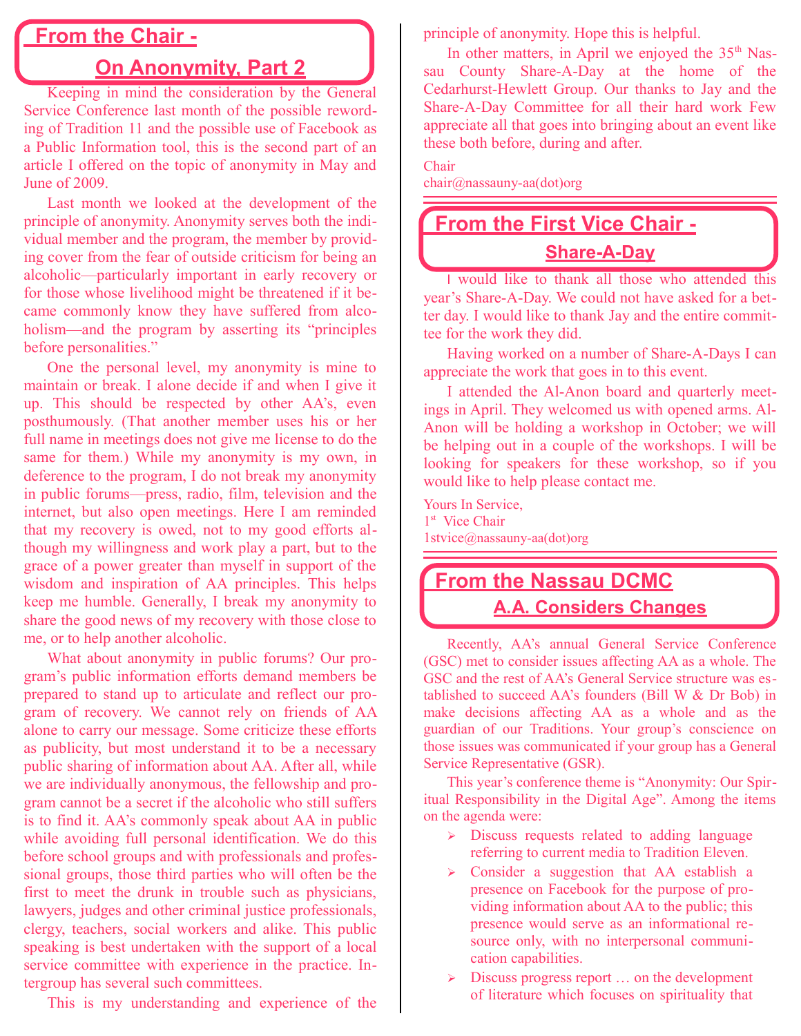## From the Chair - On Anonymity, Part 2

Keeping in mind the consideration by the General Service Conference last month of the possible rewording of Tradition 11 and the possible use of Facebook as a Public Information tool, this is the second part of an article I offered on the topic of anonymity in May and June of 2009.

Last month we looked at the development of the principle of anonymity. Anonymity serves both the individual member and the program, the member by providing cover from the fear of outside criticism for being an alcoholic—particularly important in early recovery or for those whose livelihood might be threatened if it became commonly know they have suffered from alcoholism—and the program by asserting its "principles before personalities."

One the personal level, my anonymity is mine to maintain or break. I alone decide if and when I give it up. This should be respected by other AA's, even posthumously. (That another member uses his or her full name in meetings does not give me license to do the same for them.) While my anonymity is my own, in deference to the program, I do not break my anonymity in public forums—press, radio, film, television and the internet, but also open meetings. Here I am reminded that my recovery is owed, not to my good efforts although my willingness and work play a part, but to the grace of a power greater than myself in support of the wisdom and inspiration of AA principles. This helps keep me humble. Generally, I break my anonymity to share the good news of my recovery with those close to me, or to help another alcoholic.

What about anonymity in public forums? Our program's public information efforts demand members be prepared to stand up to articulate and reflect our program of recovery. We cannot rely on friends of AA alone to carry our message. Some criticize these efforts as publicity, but most understand it to be a necessary public sharing of information about AA. After all, while we are individually anonymous, the fellowship and program cannot be a secret if the alcoholic who still suffers is to find it. AA's commonly speak about AA in public while avoiding full personal identification. We do this before school groups and with professionals and professional groups, those third parties who will often be the first to meet the drunk in trouble such as physicians, lawyers, judges and other criminal justice professionals, clergy, teachers, social workers and alike. This public speaking is best undertaken with the support of a local service committee with experience in the practice. Intergroup has several such committees.

This is my understanding and experience of the principle of anonymity. Hope this is helpful.

In other matters, in April we enjoyed the 35th Nassau County Share-A-Day at the home of the Cedarhurst-Hewlett Group. Our thanks to Jay and the Share-A-Day Committee for all their hard work Few appreciate all that goes into bringing about an event like these both before, during and after.

Chair
chair@nassauny-aa(dot)org

---

## From the First Vice Chair - Share-A-Day

I would like to thank all those who attended this year's Share-A-Day. We could not have asked for a better day. I would like to thank Jay and the entire committee for the work they did.

Having worked on a number of Share-A-Days I can appreciate the work that goes in to this event.

I attended the Al-Anon board and quarterly meetings in April. They welcomed us with opened arms. Al-Anon will be holding a workshop in October; we will be helping out in a couple of the workshops. I will be looking for speakers for these workshop, so if you would like to help please contact me.

Yours In Service,
1st Vice Chair
1stvice@nassauny-aa(dot)org

---

## From the Nassau DCMC - A.A. Considers Changes

Recently, AA's annual General Service Conference (GSC) met to consider issues affecting AA as a whole. The GSC and the rest of AA's General Service structure was established to succeed AA's founders (Bill W & Dr Bob) in make decisions affecting AA as a whole and as the guardian of our Traditions. Your group's conscience on those issues was communicated if your group has a General Service Representative (GSR).

This year's conference theme is "Anonymity: Our Spiritual Responsibility in the Digital Age". Among the items on the agenda were:

- Discuss requests related to adding language referring to current media to Tradition Eleven.
- Consider a suggestion that AA establish a presence on Facebook for the purpose of providing information about AA to the public; this presence would serve as an informational resource only, with no interpersonal communication capabilities.
- Discuss progress report … on the development of literature which focuses on spirituality that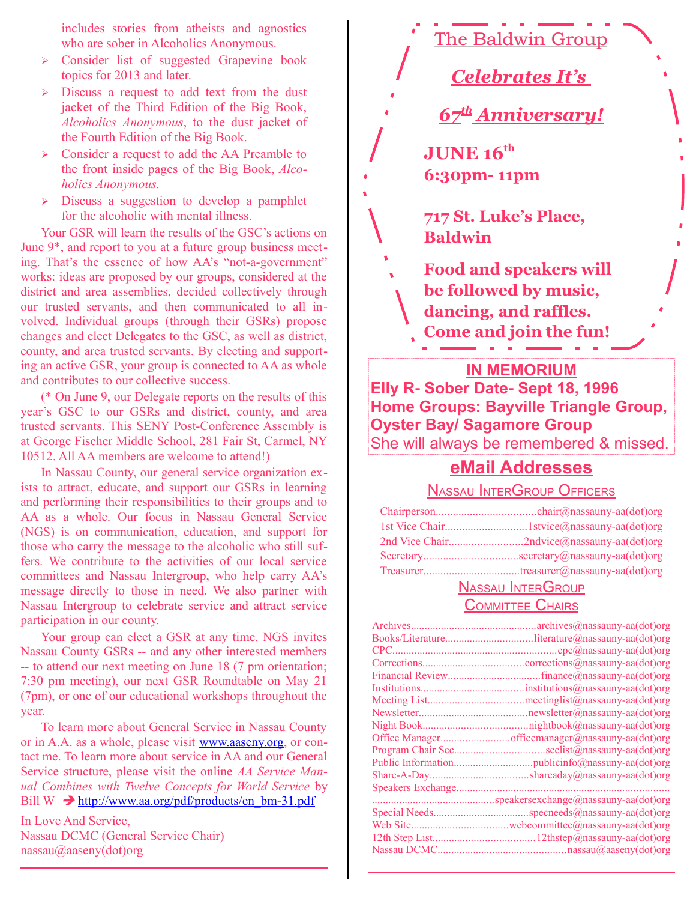includes stories from atheists and agnostics who are sober in Alcoholics Anonymous.

- Consider list of suggested Grapevine book topics for 2013 and later.
- Discuss a request to add text from the dust jacket of the Third Edition of the Big Book, *Alcoholics Anonymous*, to the dust jacket of the Fourth Edition of the Big Book.
- Consider a request to add the AA Preamble to the front inside pages of the Big Book, *Alcoholics Anonymous.*
- Discuss a suggestion to develop a pamphlet for the alcoholic with mental illness.

Your GSR will learn the results of the GSC's actions on June 9*, and report to you at a future group business meeting. That's the essence of how AA's "not-a-government" works: ideas are proposed by our groups, considered at the district and area assemblies, decided collectively through our trusted servants, and then communicated to all involved. Individual groups (through their GSRs) propose changes and elect Delegates to the GSC, as well as district, county, and area trusted servants. By electing and supporting an active GSR, your group is connected to AA as whole and contributes to our collective success.

(* On June 9, our Delegate reports on the results of this year's GSC to our GSRs and district, county, and area trusted servants. This SENY Post-Conference Assembly is at George Fischer Middle School, 281 Fair St, Carmel, NY 10512. All AA members are welcome to attend!)

In Nassau County, our general service organization exists to attract, educate, and support our GSRs in learning and performing their responsibilities to their groups and to AA as a whole. Our focus in Nassau General Service (NGS) is on communication, education, and support for those who carry the message to the alcoholic who still suffers. We contribute to the activities of our local service committees and Nassau Intergroup, who help carry AA's message directly to those in need. We also partner with Nassau Intergroup to celebrate service and attract service participation in our county.

Your group can elect a GSR at any time. NGS invites Nassau County GSRs -- and any other interested members -- to attend our next meeting on June 18 (7 pm orientation; 7:30 pm meeting), our next GSR Roundtable on May 21 (7pm), or one of our educational workshops throughout the year.

To learn more about General Service in Nassau County or in A.A. as a whole, please visit www.aaseny.org, or contact me. To learn more about service in AA and our General Service structure, please visit the online *AA Service Manual Combines with Twelve Concepts for World Service* by Bill W ➔ http://www.aa.org/pdf/products/en_bm-31.pdf

In Love And Service,
Nassau DCMC (General Service Chair)
nassau@aaseny(dot)org

---

The Baldwin Group

***Celebrates It's***

***67th Anniversary!***

**JUNE 16th**
**6:30pm- 11pm**

**717 St. Luke's Place, Baldwin**

**Food and speakers will be followed by music, dancing, and raffles. Come and join the fun!**

---

## IN MEMORIUM

**Elly R- Sober Date- Sept 18, 1996**
**Home Groups: Bayville Triangle Group, Oyster Bay/ Sagamore Group**
She will always be remembered & missed.

## eMail Addresses

### Nassau InterGroup Officers

Chairperson....................chair@nassauny-aa(dot)org
1st Vice Chair....................1stvice@nassauny-aa(dot)org
2nd Vice Chair....................2ndvice@nassauny-aa(dot)org
Secretary....................secretary@nassauny-aa(dot)org
Treasurer....................treasurer@nassauny-aa(dot)org

### Nassau InterGroup Committee Chairs

Archives....................archives@nassauny-aa(dot)org
Books/Literature....................literature@nassauny-aa(dot)org
CPC....................cpc@nassauny-aa(dot)org
Corrections....................corrections@nassauny-aa(dot)org
Financial Review....................finance@nassauny-aa(dot)org
Institutions....................institutions@nassauny-aa(dot)org
Meeting List....................meetinglist@nassauny-aa(dot)org
Newsletter....................newsletter@nassauny-aa(dot)org
Night Book....................nightbook@nassauny-aa(dot)org
Office Manager....................officemanager@nassauny-aa(dot)org
Program Chair Sec....................seclist@nassauny-aa(dot)org
Public Information....................publicinfo@nassauny-aa(dot)org
Share-A-Day....................shareaday@nassauny-aa(dot)org
Speakers Exchange....................speakersexchange@nassauny-aa(dot)org
Special Needs....................specneeds@nassauny-aa(dot)org
Web Site....................webcommittee@nassauny-aa(dot)org
12th Step List....................12thstep@nassauny-aa(dot)org
Nassau DCMC....................nassau@aaseny(dot)org